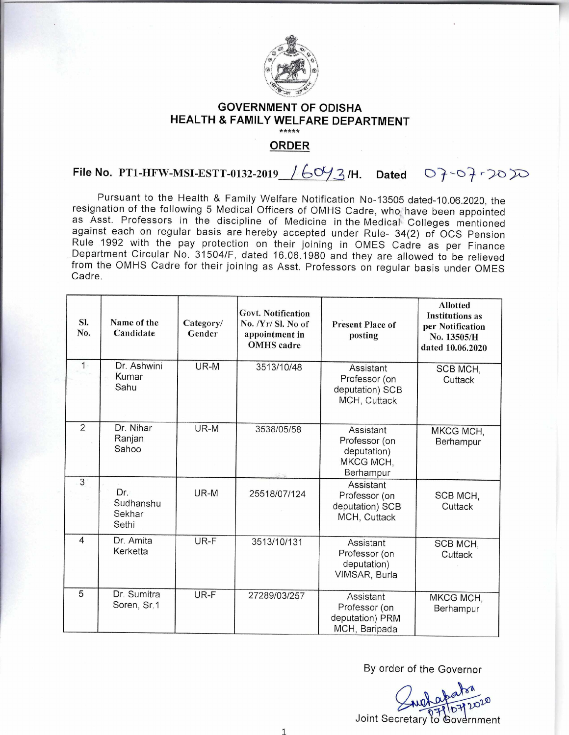# GOVERNMENT OF ODISHA
## HEALTH & FAMILY WELFARE DEPARTMENT

\*\*\*\*\*

## ORDER

**File No. PT1-HFW-MSI-ESTT-0132-2019 16043/H. Dated 07-07-2020**

Pursuant to the Health & Family Welfare Notification No-13505 dated-10.06.2020, the resignation of the following 5 Medical Officers of OMHS Cadre, who have been appointed as Asst. Professors in the discipline of Medicine in the Medical Colleges mentioned against each on regular basis are hereby accepted under Rule- 34(2) of OCS Pension Rule 1992 with the pay protection on their joining in OMES Cadre as per Finance Department Circular No. 31504/F, dated 16.06.1980 and they are allowed to be relieved from the OMHS Cadre for their joining as Asst. Professors on regular basis under OMES Cadre.

| Sl. No. | Name of the Candidate | Category/ Gender | Govt. Notification No. /Yr/ Sl. No of appointment in OMHS cadre | Present Place of posting | Allotted Institutions as per Notification No. 13505/H dated 10.06.2020 |
|---|---|---|---|---|---|
| 1 | Dr. Ashwini Kumar Sahu | UR-M | 3513/10/48 | Assistant Professor (on deputation) SCB MCH, Cuttack | SCB MCH, Cuttack |
| 2 | Dr. Nihar Ranjan Sahoo | UR-M | 3538/05/58 | Assistant Professor (on deputation) MKCG MCH, Berhampur | MKCG MCH, Berhampur |
| 3 | Dr. Sudhanshu Sekhar Sethi | UR-M | 25518/07/124 | Assistant Professor (on deputation) SCB MCH, Cuttack | SCB MCH, Cuttack |
| 4 | Dr. Amita Kerketta | UR-F | 3513/10/131 | Assistant Professor (on deputation) VIMSAR, Burla | SCB MCH, Cuttack |
| 5 | Dr. Sumitra Soren, Sr.1 | UR-F | 27289/03/257 | Assistant Professor (on deputation) PRM MCH, Baripada | MKCG MCH, Berhampur |

By order of the Governor

Sd/- 07/07/2020

Joint Secretary to Government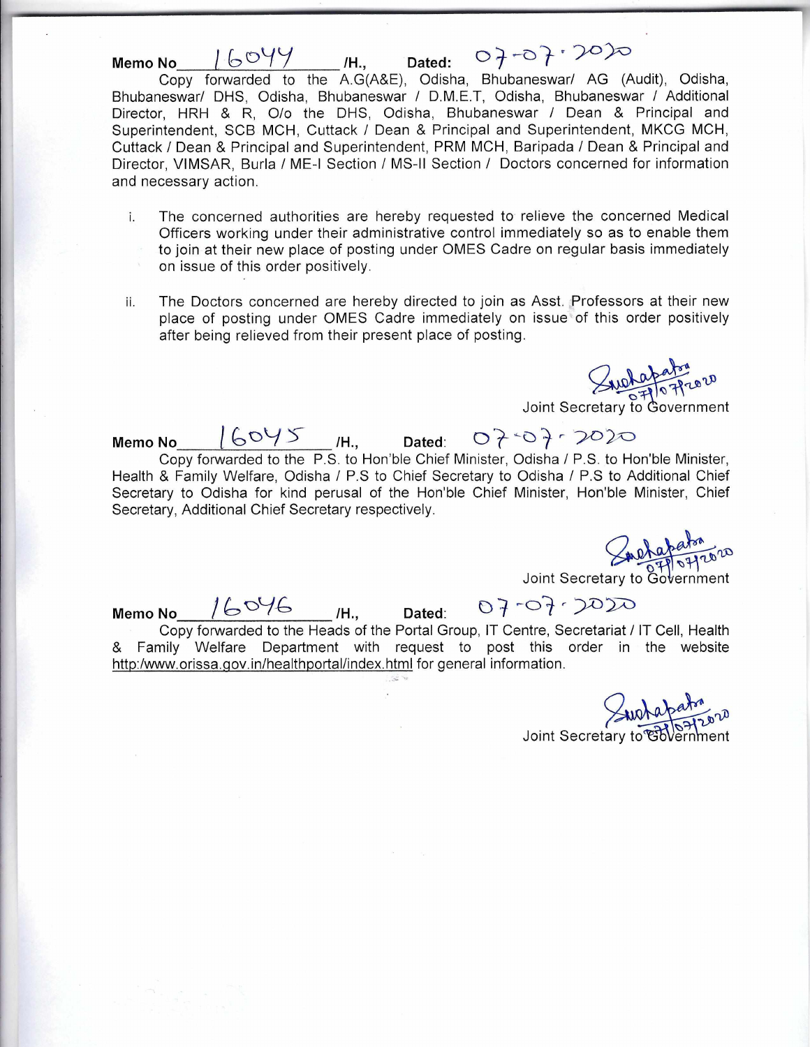**Memo No** 16044 **/H., Dated:** 07-07-2020

Copy forwarded to the A.G(A&E), Odisha, Bhubaneswar/ AG (Audit), Odisha, Bhubaneswar/ DHS, Odisha, Bhubaneswar / D.M.E.T, Odisha, Bhubaneswar / Additional Director, HRH & R, O/o the DHS, Odisha, Bhubaneswar / Dean & Principal and Superintendent, SCB MCH, Cuttack / Dean & Principal and Superintendent, MKCG MCH, Cuttack / Dean & Principal and Superintendent, PRM MCH, Baripada / Dean & Principal and Director, VIMSAR, Burla / ME-I Section / MS-II Section / Doctors concerned for information and necessary action.

i. The concerned authorities are hereby requested to relieve the concerned Medical Officers working under their administrative control immediately so as to enable them to join at their new place of posting under OMES Cadre on regular basis immediately on issue of this order positively.

ii. The Doctors concerned are hereby directed to join as Asst. Professors at their new place of posting under OMES Cadre immediately on issue of this order positively after being relieved from their present place of posting.

Sd/- 07/07/2020
Joint Secretary to Government

**Memo No** 16045 **/H., Dated:** 07-07-2020

Copy forwarded to the P.S. to Hon'ble Chief Minister, Odisha / P.S. to Hon'ble Minister, Health & Family Welfare, Odisha / P.S to Chief Secretary to Odisha / P.S to Additional Chief Secretary to Odisha for kind perusal of the Hon'ble Chief Minister, Hon'ble Minister, Chief Secretary, Additional Chief Secretary respectively.

Sd/- 07/07/2020
Joint Secretary to Government

**Memo No** 16046 **/H., Dated:** 07-07-2020

Copy forwarded to the Heads of the Portal Group, IT Centre, Secretariat / IT Cell, Health & Family Welfare Department with request to post this order in the website http:/www.orissa.gov.in/healthportal/index.html for general information.

Sd/- 07/07/2020
Joint Secretary to Government